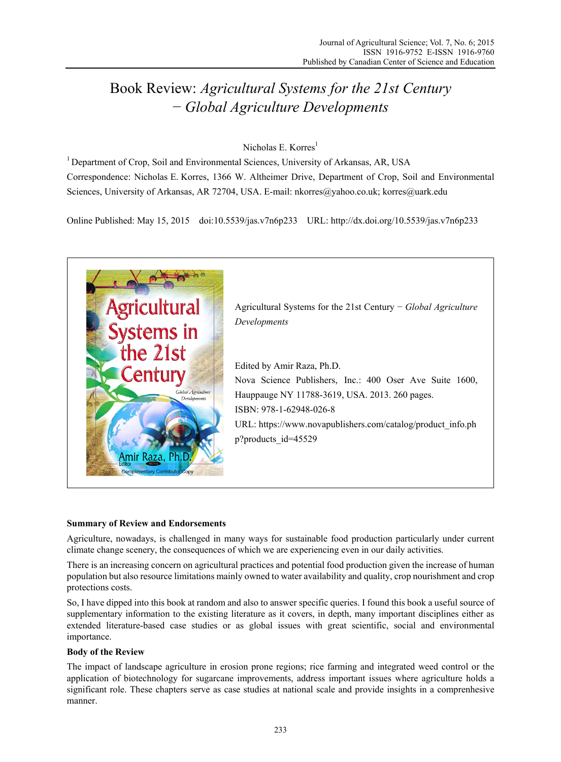# Book Review: *Agricultural Systems for the 21st Century − Global Agriculture Developments*

Nicholas E. Korres[1]

[1] Department of Crop, Soil and Environmental Sciences, University of Arkansas, AR, USA

Correspondence: Nicholas E. Korres, 1366 W. Altheimer Drive, Department of Crop, Soil and Environmental Sciences, University of Arkansas, AR 72704, USA. E-mail: nkorres@yahoo.co.uk; korres@uark.edu

Online Published: May 15, 2015 doi:10.5539/jas.v7n6p233 URL: http://dx.doi.org/10.5539/jas.v7n6p233

Agricultural Systems for the 21st Century − *Global Agriculture Developments*

Edited by Amir Raza, Ph.D.

Nova Science Publishers, Inc.: 400 Oser Ave Suite 1600, Hauppauge NY 11788-3619, USA. 2013. 260 pages.

ISBN: 978-1-62948-026-8

URL: https://www.novapublishers.com/catalog/product_info.php?products_id=45529

**Summary of Review and Endorsements**

Agriculture, nowadays, is challenged in many ways for sustainable food production particularly under current climate change scenery, the consequences of which we are experiencing even in our daily activities.

There is an increasing concern on agricultural practices and potential food production given the increase of human population but also resource limitations mainly owned to water availability and quality, crop nourishment and crop protections costs.

So, I have dipped into this book at random and also to answer specific queries. I found this book a useful source of supplementary information to the existing literature as it covers, in depth, many important disciplines either as extended literature-based case studies or as global issues with great scientific, social and environmental importance.

**Body of the Review**

The impact of landscape agriculture in erosion prone regions; rice farming and integrated weed control or the application of biotechnology for sugarcane improvements, address important issues where agriculture holds a significant role. These chapters serve as case studies at national scale and provide insights in a comprehensive manner.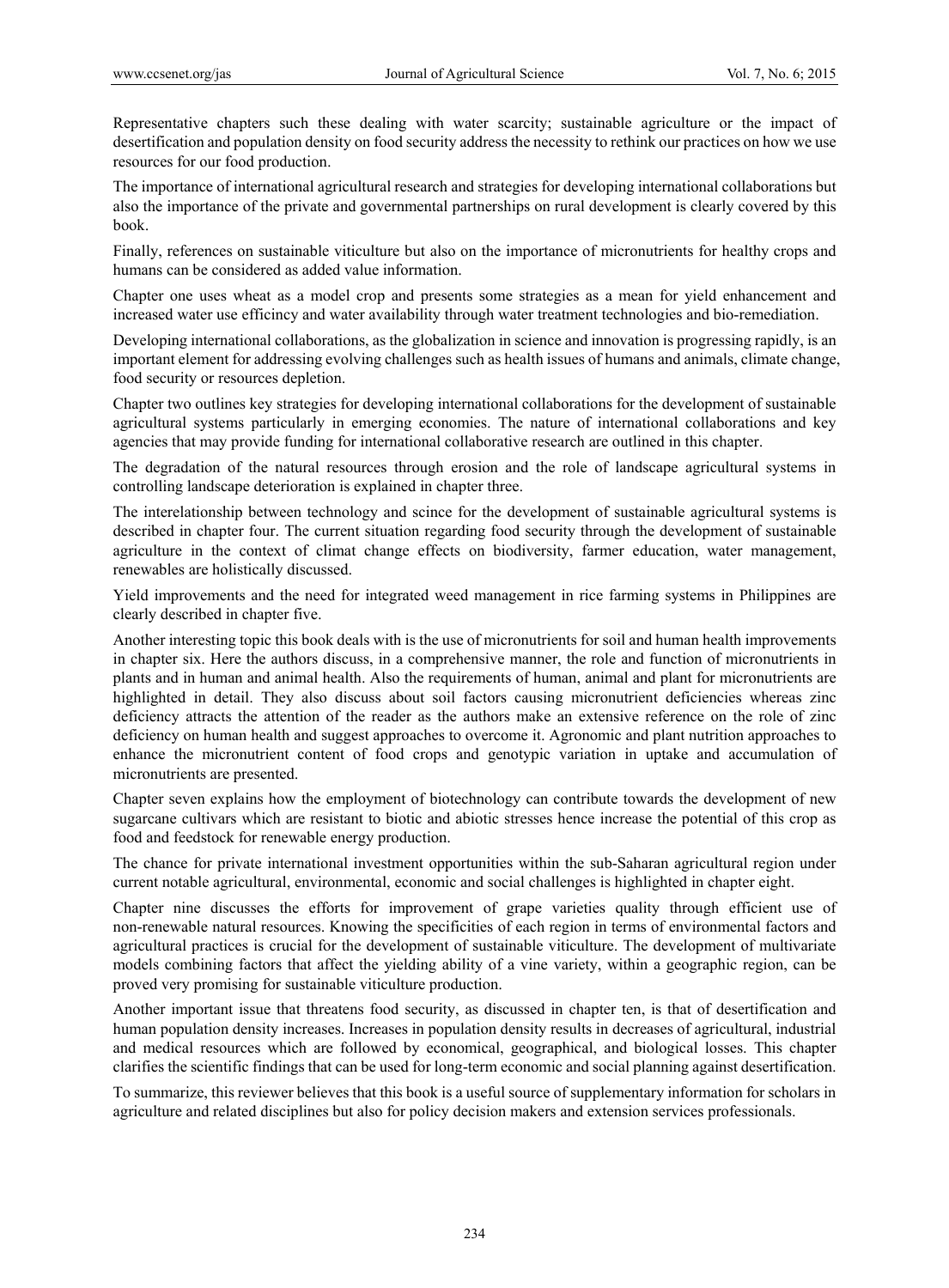Representative chapters such these dealing with water scarcity; sustainable agriculture or the impact of desertification and population density on food security address the necessity to rethink our practices on how we use resources for our food production.

The importance of international agricultural research and strategies for developing international collaborations but also the importance of the private and governmental partnerships on rural development is clearly covered by this book.

Finally, references on sustainable viticulture but also on the importance of micronutrients for healthy crops and humans can be considered as added value information.

Chapter one uses wheat as a model crop and presents some strategies as a mean for yield enhancement and increased water use efficincy and water availability through water treatment technologies and bio-remediation.

Developing international collaborations, as the globalization in science and innovation is progressing rapidly, is an important element for addressing evolving challenges such as health issues of humans and animals, climate change, food security or resources depletion.

Chapter two outlines key strategies for developing international collaborations for the development of sustainable agricultural systems particularly in emerging economies. The nature of international collaborations and key agencies that may provide funding for international collaborative research are outlined in this chapter.

The degradation of the natural resources through erosion and the role of landscape agricultural systems in controlling landscape deterioration is explained in chapter three.

The interelationship between technology and scince for the development of sustainable agricultural systems is described in chapter four. The current situation regarding food security through the development of sustainable agriculture in the context of climat change effects on biodiversity, farmer education, water management, renewables are holistically discussed.

Yield improvements and the need for integrated weed management in rice farming systems in Philippines are clearly described in chapter five.

Another interesting topic this book deals with is the use of micronutrients for soil and human health improvements in chapter six. Here the authors discuss, in a comprehensive manner, the role and function of micronutrients in plants and in human and animal health. Also the requirements of human, animal and plant for micronutrients are highlighted in detail. They also discuss about soil factors causing micronutrient deficiencies whereas zinc deficiency attracts the attention of the reader as the authors make an extensive reference on the role of zinc deficiency on human health and suggest approaches to overcome it. Agronomic and plant nutrition approaches to enhance the micronutrient content of food crops and genotypic variation in uptake and accumulation of micronutrients are presented.

Chapter seven explains how the employment of biotechnology can contribute towards the development of new sugarcane cultivars which are resistant to biotic and abiotic stresses hence increase the potential of this crop as food and feedstock for renewable energy production.

The chance for private international investment opportunities within the sub-Saharan agricultural region under current notable agricultural, environmental, economic and social challenges is highlighted in chapter eight.

Chapter nine discusses the efforts for improvement of grape varieties quality through efficient use of non-renewable natural resources. Knowing the specificities of each region in terms of environmental factors and agricultural practices is crucial for the development of sustainable viticulture. The development of multivariate models combining factors that affect the yielding ability of a vine variety, within a geographic region, can be proved very promising for sustainable viticulture production.

Another important issue that threatens food security, as discussed in chapter ten, is that of desertification and human population density increases. Increases in population density results in decreases of agricultural, industrial and medical resources which are followed by economical, geographical, and biological losses. This chapter clarifies the scientific findings that can be used for long-term economic and social planning against desertification.

To summarize, this reviewer believes that this book is a useful source of supplementary information for scholars in agriculture and related disciplines but also for policy decision makers and extension services professionals.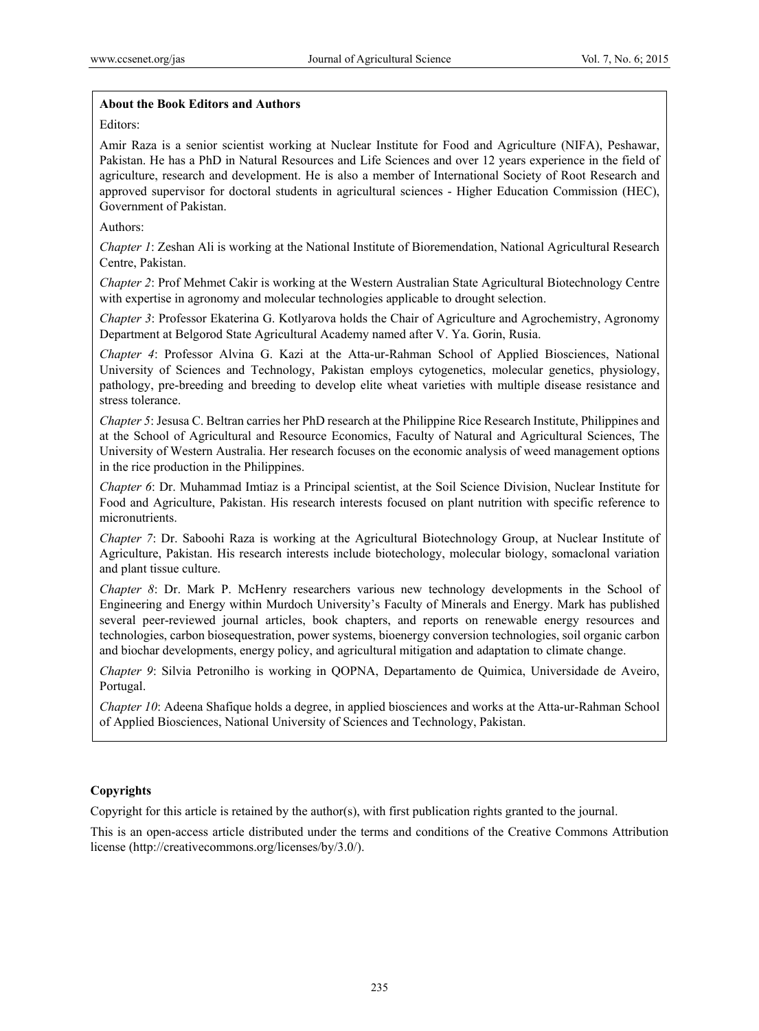**About the Book Editors and Authors**

Editors:

Amir Raza is a senior scientist working at Nuclear Institute for Food and Agriculture (NIFA), Peshawar, Pakistan. He has a PhD in Natural Resources and Life Sciences and over 12 years experience in the field of agriculture, research and development. He is also a member of International Society of Root Research and approved supervisor for doctoral students in agricultural sciences - Higher Education Commission (HEC), Government of Pakistan.

Authors:

*Chapter 1*: Zeshan Ali is working at the National Institute of Bioremendation, National Agricultural Research Centre, Pakistan.

*Chapter 2*: Prof Mehmet Cakir is working at the Western Australian State Agricultural Biotechnology Centre with expertise in agronomy and molecular technologies applicable to drought selection.

*Chapter 3*: Professor Ekaterina G. Kotlyarova holds the Chair of Agriculture and Agrochemistry, Agronomy Department at Belgorod State Agricultural Academy named after V. Ya. Gorin, Rusia.

*Chapter 4*: Professor Alvina G. Kazi at the Atta-ur-Rahman School of Applied Biosciences, National University of Sciences and Technology, Pakistan employs cytogenetics, molecular genetics, physiology, pathology, pre-breeding and breeding to develop elite wheat varieties with multiple disease resistance and stress tolerance.

*Chapter 5*: Jesusa C. Beltran carries her PhD research at the Philippine Rice Research Institute, Philippines and at the School of Agricultural and Resource Economics, Faculty of Natural and Agricultural Sciences, The University of Western Australia. Her research focuses on the economic analysis of weed management options in the rice production in the Philippines.

*Chapter 6*: Dr. Muhammad Imtiaz is a Principal scientist, at the Soil Science Division, Nuclear Institute for Food and Agriculture, Pakistan. His research interests focused on plant nutrition with specific reference to micronutrients.

*Chapter 7*: Dr. Saboohi Raza is working at the Agricultural Biotechnology Group, at Nuclear Institute of Agriculture, Pakistan. His research interests include biotechology, molecular biology, somaclonal variation and plant tissue culture.

*Chapter 8*: Dr. Mark P. McHenry researchers various new technology developments in the School of Engineering and Energy within Murdoch University's Faculty of Minerals and Energy. Mark has published several peer-reviewed journal articles, book chapters, and reports on renewable energy resources and technologies, carbon biosequestration, power systems, bioenergy conversion technologies, soil organic carbon and biochar developments, energy policy, and agricultural mitigation and adaptation to climate change.

*Chapter 9*: Silvia Petronilho is working in QOPNA, Departamento de Quimica, Universidade de Aveiro, Portugal.

*Chapter 10*: Adeena Shafique holds a degree, in applied biosciences and works at the Atta-ur-Rahman School of Applied Biosciences, National University of Sciences and Technology, Pakistan.

**Copyrights**

Copyright for this article is retained by the author(s), with first publication rights granted to the journal.

This is an open-access article distributed under the terms and conditions of the Creative Commons Attribution license (http://creativecommons.org/licenses/by/3.0/).